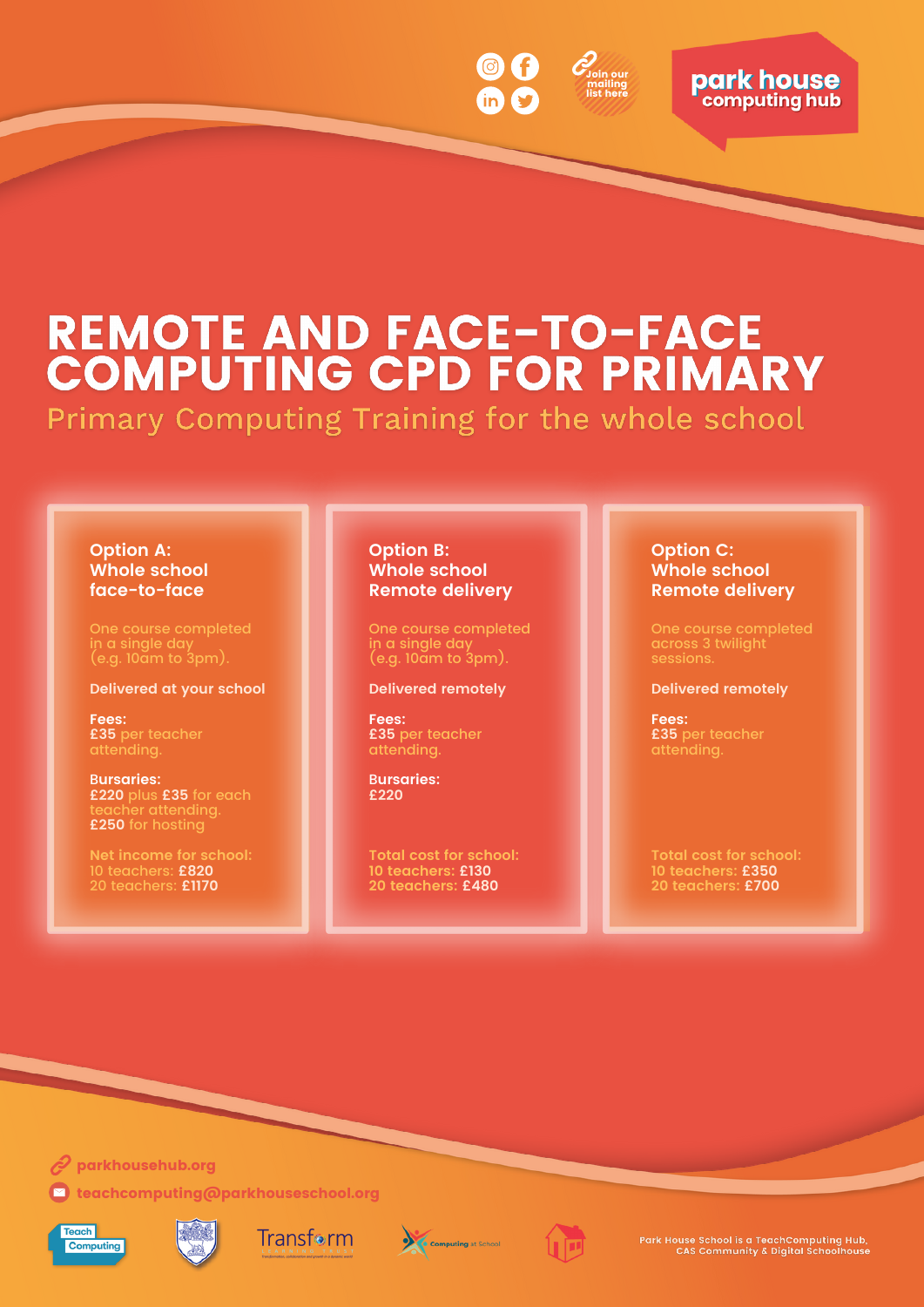Join our mailing list here

park house computing hub

# REMOTE AND FACE-TO-FACE COMPUTING CPD FOR PRIMARY

## Primary Computing Training for the whole school

### Option A: Whole school face-to-face

One course completed in a single day (e.g. 10am to 3pm).

**Delivered at your school**

**Fees:**
**£35** per teacher attending.

**Bursaries:**
**£220** plus **£35** for each teacher attending.
**£250** for hosting

**Net income for school:**
10 teachers: **£820**
20 teachers: **£1170**

### Option B: Whole school Remote delivery

One course completed in a single day (e.g. 10am to 3pm).

**Delivered remotely**

**Fees:**
**£35** per teacher attending.

**Bursaries:**
**£220**

**Total cost for school:**
**10 teachers: £130**
**20 teachers: £480**

### Option C: Whole school Remote delivery

One course completed across 3 twilight sessions.

**Delivered remotely**

**Fees:**
**£35** per teacher attending.

**Total cost for school:**
10 teachers: **£350**
20 teachers: **£700**

parkhousehub.org

teachcomputing@parkhouseschool.org

Teach Computing

Transform

Computing at School

Park House School is a TeachComputing Hub, CAS Community & Digital Schoolhouse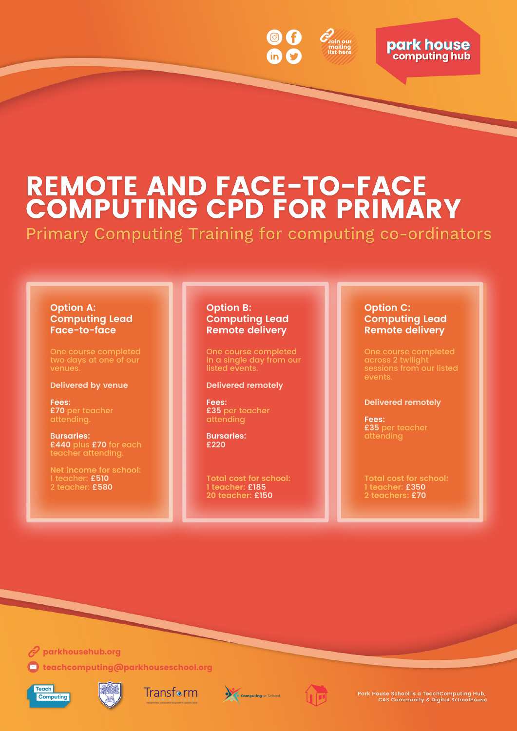Join our mailing list here

park house computing hub

# REMOTE AND FACE-TO-FACE COMPUTING CPD FOR PRIMARY

## Primary Computing Training for computing co-ordinators

### Option A: Computing Lead Face-to-face

One course completed two days at one of our venues.

**Delivered by venue**

**Fees:**
**£70** per teacher attending.

**Bursaries:**
**£440** plus **£70** for each teacher attending.

Net income for school:
1 teacher: **£510**
2 teacher: **£580**

### Option B: Computing Lead Remote delivery

One course completed in a single day from our listed events.

**Delivered remotely**

**Fees:**
**£35** per teacher attending

**Bursaries:**
**£220**

Total cost for school:
1 teacher: **£185**
20 teacher: **£150**

### Option C: Computing Lead Remote delivery

One course completed across 2 twilight sessions from our listed events.

**Delivered remotely**

**Fees:**
**£35** per teacher attending

Total cost for school:
1 teacher: **£350**
2 teachers: **£70**

parkhousehub.org

teachcomputing@parkhouseschool.org

Park House School is a TeachComputing Hub, CAS Community & Digital Schoolhouse